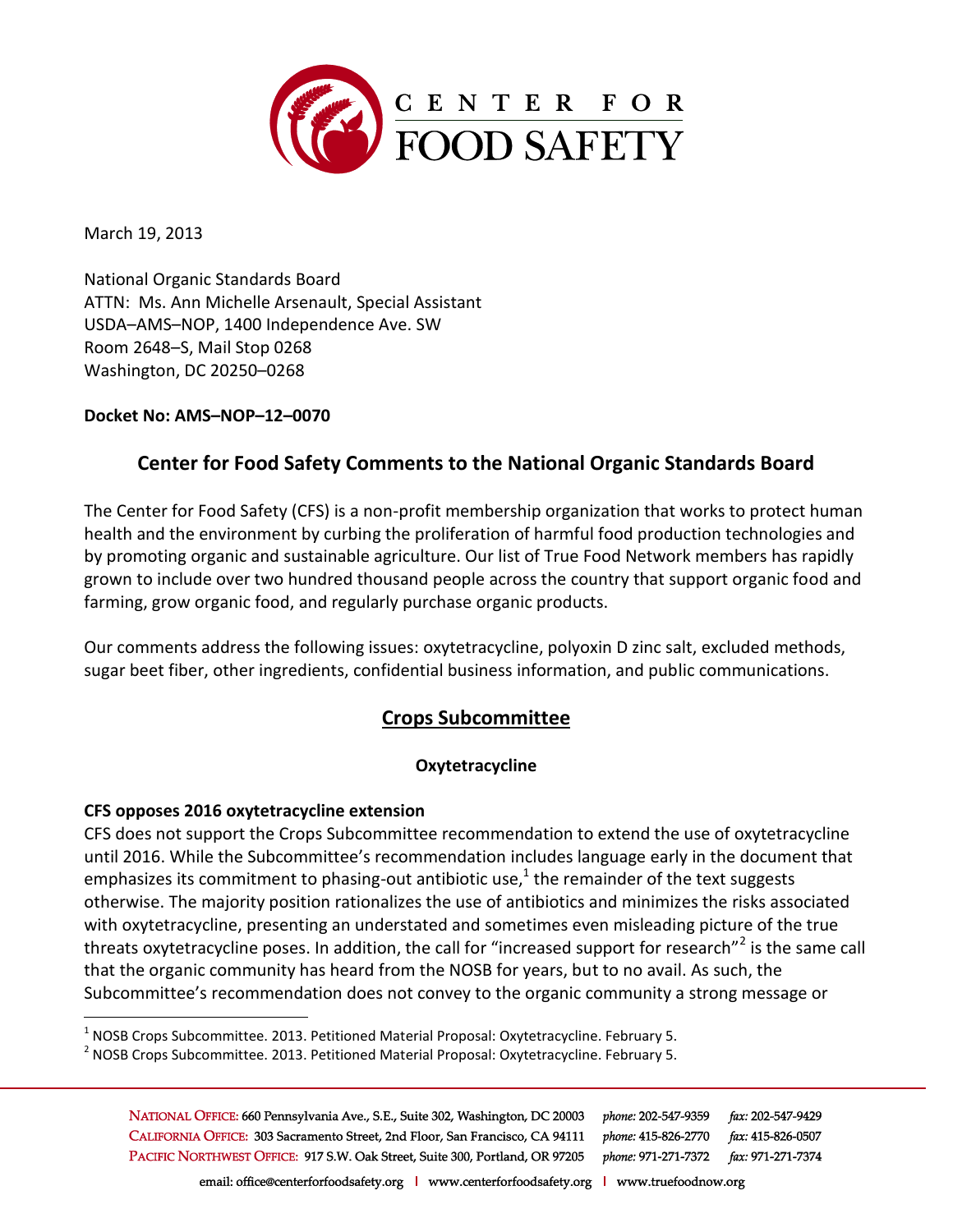March 19, 2013

National Organic Standards Board
ATTN: Ms. Ann Michelle Arsenault, Special Assistant
USDA–AMS–NOP, 1400 Independence Ave. SW
Room 2648–S, Mail Stop 0268
Washington, DC 20250–0268

**Docket No: AMS–NOP–12–0070**

## Center for Food Safety Comments to the National Organic Standards Board

The Center for Food Safety (CFS) is a non-profit membership organization that works to protect human health and the environment by curbing the proliferation of harmful food production technologies and by promoting organic and sustainable agriculture. Our list of True Food Network members has rapidly grown to include over two hundred thousand people across the country that support organic food and farming, grow organic food, and regularly purchase organic products.

Our comments address the following issues: oxytetracycline, polyoxin D zinc salt, excluded methods, sugar beet fiber, other ingredients, confidential business information, and public communications.

## Crops Subcommittee

### Oxytetracycline

**CFS opposes 2016 oxytetracycline extension**

CFS does not support the Crops Subcommittee recommendation to extend the use of oxytetracycline until 2016. While the Subcommittee's recommendation includes language early in the document that emphasizes its commitment to phasing-out antibiotic use,[1] the remainder of the text suggests otherwise. The majority position rationalizes the use of antibiotics and minimizes the risks associated with oxytetracycline, presenting an understated and sometimes even misleading picture of the true threats oxytetracycline poses. In addition, the call for "increased support for research"[2] is the same call that the organic community has heard from the NOSB for years, but to no avail. As such, the Subcommittee's recommendation does not convey to the organic community a strong message or

[1] NOSB Crops Subcommittee. 2013. Petitioned Material Proposal: Oxytetracycline. February 5.

[2] NOSB Crops Subcommittee. 2013. Petitioned Material Proposal: Oxytetracycline. February 5.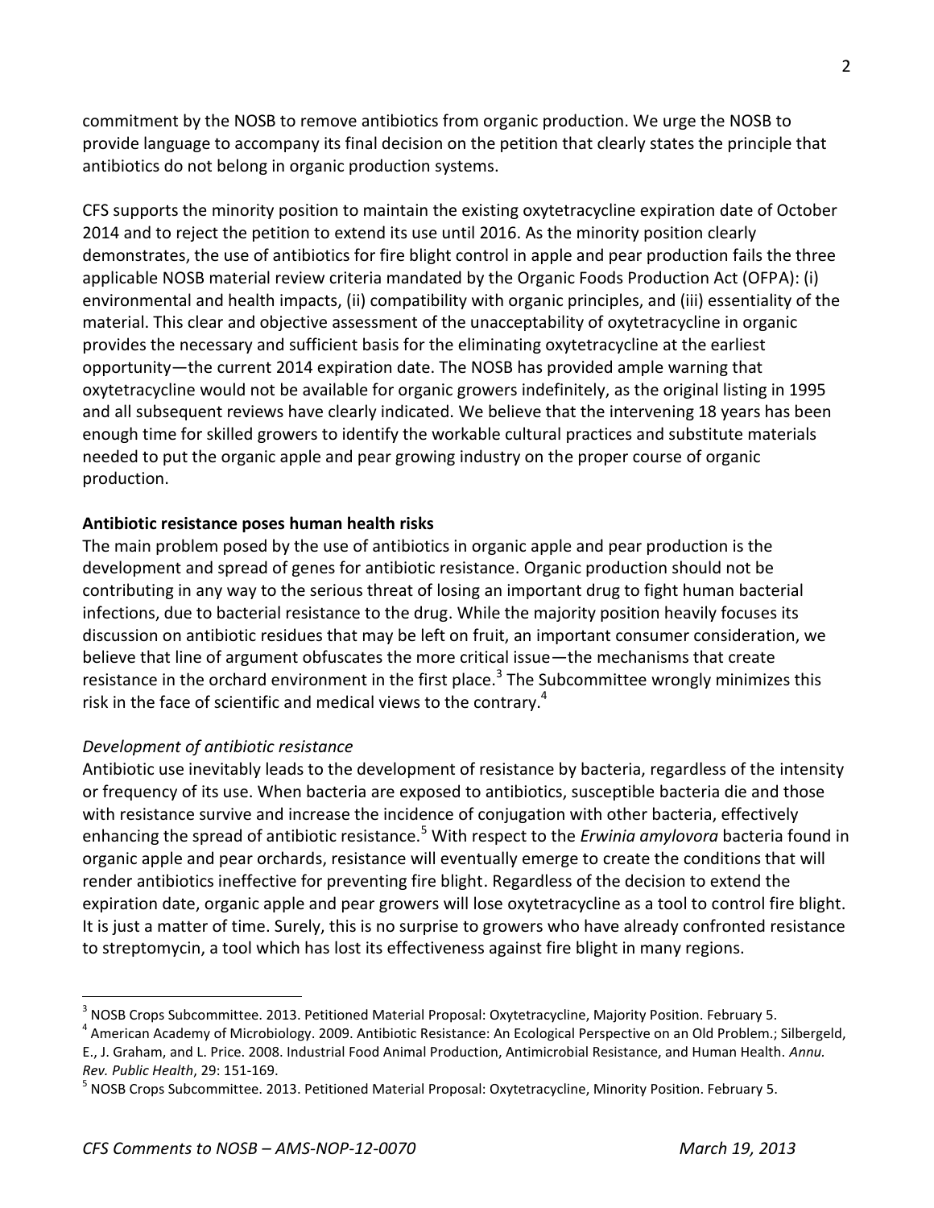commitment by the NOSB to remove antibiotics from organic production. We urge the NOSB to provide language to accompany its final decision on the petition that clearly states the principle that antibiotics do not belong in organic production systems.

CFS supports the minority position to maintain the existing oxytetracycline expiration date of October 2014 and to reject the petition to extend its use until 2016. As the minority position clearly demonstrates, the use of antibiotics for fire blight control in apple and pear production fails the three applicable NOSB material review criteria mandated by the Organic Foods Production Act (OFPA): (i) environmental and health impacts, (ii) compatibility with organic principles, and (iii) essentiality of the material. This clear and objective assessment of the unacceptability of oxytetracycline in organic provides the necessary and sufficient basis for the eliminating oxytetracycline at the earliest opportunity—the current 2014 expiration date. The NOSB has provided ample warning that oxytetracycline would not be available for organic growers indefinitely, as the original listing in 1995 and all subsequent reviews have clearly indicated. We believe that the intervening 18 years has been enough time for skilled growers to identify the workable cultural practices and substitute materials needed to put the organic apple and pear growing industry on the proper course of organic production.

**Antibiotic resistance poses human health risks**

The main problem posed by the use of antibiotics in organic apple and pear production is the development and spread of genes for antibiotic resistance. Organic production should not be contributing in any way to the serious threat of losing an important drug to fight human bacterial infections, due to bacterial resistance to the drug. While the majority position heavily focuses its discussion on antibiotic residues that may be left on fruit, an important consumer consideration, we believe that line of argument obfuscates the more critical issue—the mechanisms that create resistance in the orchard environment in the first place.[3] The Subcommittee wrongly minimizes this risk in the face of scientific and medical views to the contrary.[4]

*Development of antibiotic resistance*

Antibiotic use inevitably leads to the development of resistance by bacteria, regardless of the intensity or frequency of its use. When bacteria are exposed to antibiotics, susceptible bacteria die and those with resistance survive and increase the incidence of conjugation with other bacteria, effectively enhancing the spread of antibiotic resistance.[5] With respect to the *Erwinia amylovora* bacteria found in organic apple and pear orchards, resistance will eventually emerge to create the conditions that will render antibiotics ineffective for preventing fire blight. Regardless of the decision to extend the expiration date, organic apple and pear growers will lose oxytetracycline as a tool to control fire blight. It is just a matter of time. Surely, this is no surprise to growers who have already confronted resistance to streptomycin, a tool which has lost its effectiveness against fire blight in many regions.

---

[3] NOSB Crops Subcommittee. 2013. Petitioned Material Proposal: Oxytetracycline, Majority Position. February 5.

[4] American Academy of Microbiology. 2009. Antibiotic Resistance: An Ecological Perspective on an Old Problem.; Silbergeld, E., J. Graham, and L. Price. 2008. Industrial Food Animal Production, Antimicrobial Resistance, and Human Health. *Annu. Rev. Public Health*, 29: 151-169.

[5] NOSB Crops Subcommittee. 2013. Petitioned Material Proposal: Oxytetracycline, Minority Position. February 5.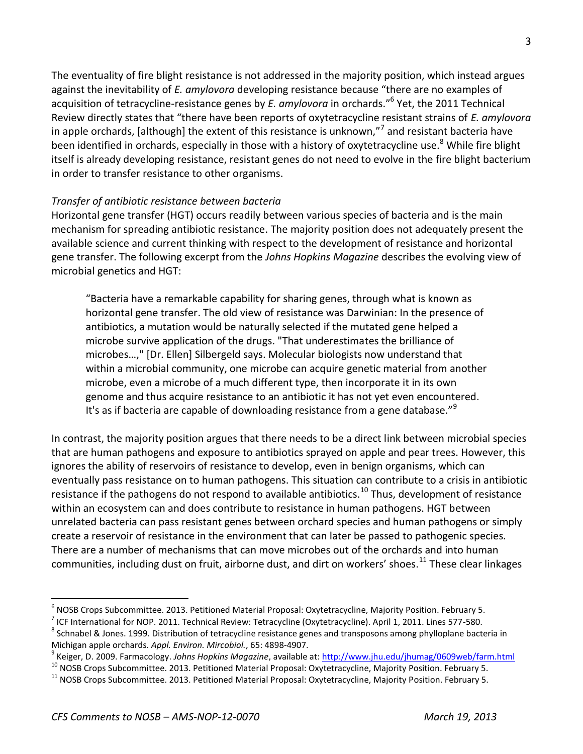The eventuality of fire blight resistance is not addressed in the majority position, which instead argues against the inevitability of *E. amylovora* developing resistance because "there are no examples of acquisition of tetracycline-resistance genes by *E. amylovora* in orchards."[6] Yet, the 2011 Technical Review directly states that "there have been reports of oxytetracycline resistant strains of *E. amylovora* in apple orchards, [although] the extent of this resistance is unknown,"[7] and resistant bacteria have been identified in orchards, especially in those with a history of oxytetracycline use.[8] While fire blight itself is already developing resistance, resistant genes do not need to evolve in the fire blight bacterium in order to transfer resistance to other organisms.

*Transfer of antibiotic resistance between bacteria*

Horizontal gene transfer (HGT) occurs readily between various species of bacteria and is the main mechanism for spreading antibiotic resistance. The majority position does not adequately present the available science and current thinking with respect to the development of resistance and horizontal gene transfer. The following excerpt from the *Johns Hopkins Magazine* describes the evolving view of microbial genetics and HGT:

> "Bacteria have a remarkable capability for sharing genes, through what is known as horizontal gene transfer. The old view of resistance was Darwinian: In the presence of antibiotics, a mutation would be naturally selected if the mutated gene helped a microbe survive application of the drugs. "That underestimates the brilliance of microbes…," [Dr. Ellen] Silbergeld says. Molecular biologists now understand that within a microbial community, one microbe can acquire genetic material from another microbe, even a microbe of a much different type, then incorporate it in its own genome and thus acquire resistance to an antibiotic it has not yet even encountered. It's as if bacteria are capable of downloading resistance from a gene database."[9]

In contrast, the majority position argues that there needs to be a direct link between microbial species that are human pathogens and exposure to antibiotics sprayed on apple and pear trees. However, this ignores the ability of reservoirs of resistance to develop, even in benign organisms, which can eventually pass resistance on to human pathogens. This situation can contribute to a crisis in antibiotic resistance if the pathogens do not respond to available antibiotics.[10] Thus, development of resistance within an ecosystem can and does contribute to resistance in human pathogens. HGT between unrelated bacteria can pass resistant genes between orchard species and human pathogens or simply create a reservoir of resistance in the environment that can later be passed to pathogenic species. There are a number of mechanisms that can move microbes out of the orchards and into human communities, including dust on fruit, airborne dust, and dirt on workers' shoes.[11] These clear linkages

---

[6] NOSB Crops Subcommittee. 2013. Petitioned Material Proposal: Oxytetracycline, Majority Position. February 5.

[7] ICF International for NOP. 2011. Technical Review: Tetracycline (Oxytetracycline). April 1, 2011. Lines 577-580.

[8] Schnabel & Jones. 1999. Distribution of tetracycline resistance genes and transposons among phylloplane bacteria in Michigan apple orchards. *Appl. Environ. Mircobiol.*, 65: 4898-4907.

[9] Keiger, D. 2009. Farmacology. *Johns Hopkins Magazine*, available at: http://www.jhu.edu/jhumag/0609web/farm.html

[10] NOSB Crops Subcommittee. 2013. Petitioned Material Proposal: Oxytetracycline, Majority Position. February 5.

[11] NOSB Crops Subcommittee. 2013. Petitioned Material Proposal: Oxytetracycline, Majority Position. February 5.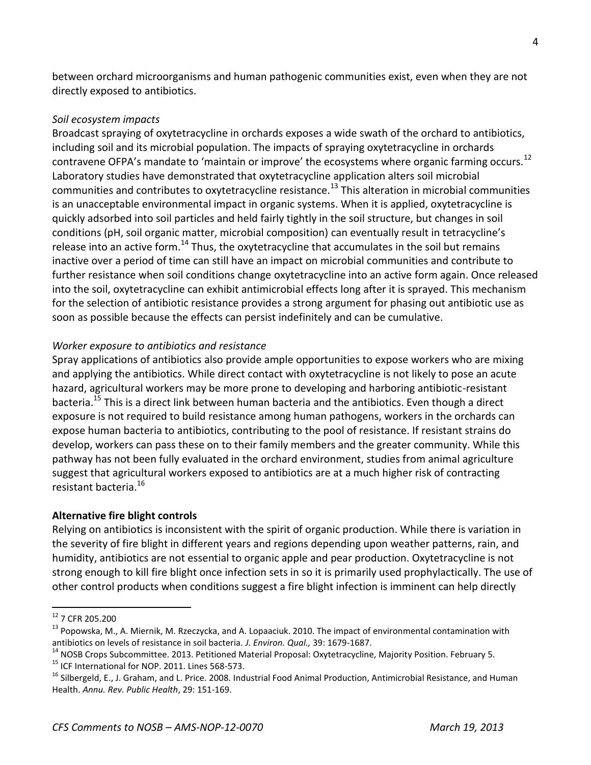between orchard microorganisms and human pathogenic communities exist, even when they are not directly exposed to antibiotics.

*Soil ecosystem impacts*

Broadcast spraying of oxytetracycline in orchards exposes a wide swath of the orchard to antibiotics, including soil and its microbial population. The impacts of spraying oxytetracycline in orchards contravene OFPA's mandate to 'maintain or improve' the ecosystems where organic farming occurs.[12] Laboratory studies have demonstrated that oxytetracycline application alters soil microbial communities and contributes to oxytetracycline resistance.[13] This alteration in microbial communities is an unacceptable environmental impact in organic systems. When it is applied, oxytetracycline is quickly adsorbed into soil particles and held fairly tightly in the soil structure, but changes in soil conditions (pH, soil organic matter, microbial composition) can eventually result in tetracycline's release into an active form.[14] Thus, the oxytetracycline that accumulates in the soil but remains inactive over a period of time can still have an impact on microbial communities and contribute to further resistance when soil conditions change oxytetracycline into an active form again. Once released into the soil, oxytetracycline can exhibit antimicrobial effects long after it is sprayed. This mechanism for the selection of antibiotic resistance provides a strong argument for phasing out antibiotic use as soon as possible because the effects can persist indefinitely and can be cumulative.

*Worker exposure to antibiotics and resistance*

Spray applications of antibiotics also provide ample opportunities to expose workers who are mixing and applying the antibiotics. While direct contact with oxytetracycline is not likely to pose an acute hazard, agricultural workers may be more prone to developing and harboring antibiotic-resistant bacteria.[15] This is a direct link between human bacteria and the antibiotics. Even though a direct exposure is not required to build resistance among human pathogens, workers in the orchards can expose human bacteria to antibiotics, contributing to the pool of resistance. If resistant strains do develop, workers can pass these on to their family members and the greater community. While this pathway has not been fully evaluated in the orchard environment, studies from animal agriculture suggest that agricultural workers exposed to antibiotics are at a much higher risk of contracting resistant bacteria.[16]

**Alternative fire blight controls**

Relying on antibiotics is inconsistent with the spirit of organic production. While there is variation in the severity of fire blight in different years and regions depending upon weather patterns, rain, and humidity, antibiotics are not essential to organic apple and pear production. Oxytetracycline is not strong enough to kill fire blight once infection sets in so it is primarily used prophylactically. The use of other control products when conditions suggest a fire blight infection is imminent can help directly

---

[12] 7 CFR 205.200

[13] Popowska, M., A. Miernik, M. Rzeczycka, and A. Lopaaciuk. 2010. The impact of environmental contamination with antibiotics on levels of resistance in soil bacteria. *J. Environ. Qual.,* 39: 1679-1687.

[14] NOSB Crops Subcommittee. 2013. Petitioned Material Proposal: Oxytetracycline, Majority Position. February 5.

[15] ICF International for NOP. 2011. Lines 568-573.

[16] Silbergeld, E., J. Graham, and L. Price. 2008. Industrial Food Animal Production, Antimicrobial Resistance, and Human Health. *Annu. Rev. Public Health*, 29: 151-169.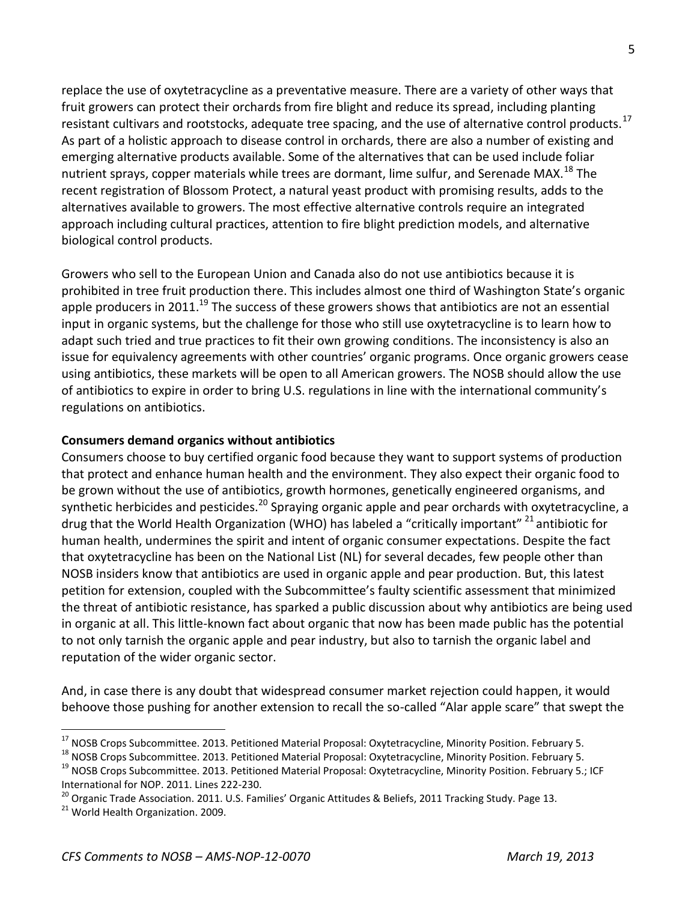replace the use of oxytetracycline as a preventative measure. There are a variety of other ways that fruit growers can protect their orchards from fire blight and reduce its spread, including planting resistant cultivars and rootstocks, adequate tree spacing, and the use of alternative control products.[17] As part of a holistic approach to disease control in orchards, there are also a number of existing and emerging alternative products available. Some of the alternatives that can be used include foliar nutrient sprays, copper materials while trees are dormant, lime sulfur, and Serenade MAX.[18] The recent registration of Blossom Protect, a natural yeast product with promising results, adds to the alternatives available to growers. The most effective alternative controls require an integrated approach including cultural practices, attention to fire blight prediction models, and alternative biological control products.

Growers who sell to the European Union and Canada also do not use antibiotics because it is prohibited in tree fruit production there. This includes almost one third of Washington State's organic apple producers in 2011.[19] The success of these growers shows that antibiotics are not an essential input in organic systems, but the challenge for those who still use oxytetracycline is to learn how to adapt such tried and true practices to fit their own growing conditions. The inconsistency is also an issue for equivalency agreements with other countries' organic programs. Once organic growers cease using antibiotics, these markets will be open to all American growers. The NOSB should allow the use of antibiotics to expire in order to bring U.S. regulations in line with the international community's regulations on antibiotics.

**Consumers demand organics without antibiotics**

Consumers choose to buy certified organic food because they want to support systems of production that protect and enhance human health and the environment. They also expect their organic food to be grown without the use of antibiotics, growth hormones, genetically engineered organisms, and synthetic herbicides and pesticides.[20] Spraying organic apple and pear orchards with oxytetracycline, a drug that the World Health Organization (WHO) has labeled a "critically important" [21] antibiotic for human health, undermines the spirit and intent of organic consumer expectations. Despite the fact that oxytetracycline has been on the National List (NL) for several decades, few people other than NOSB insiders know that antibiotics are used in organic apple and pear production. But, this latest petition for extension, coupled with the Subcommittee's faulty scientific assessment that minimized the threat of antibiotic resistance, has sparked a public discussion about why antibiotics are being used in organic at all. This little-known fact about organic that now has been made public has the potential to not only tarnish the organic apple and pear industry, but also to tarnish the organic label and reputation of the wider organic sector.

And, in case there is any doubt that widespread consumer market rejection could happen, it would behoove those pushing for another extension to recall the so-called "Alar apple scare" that swept the

---

[17] NOSB Crops Subcommittee. 2013. Petitioned Material Proposal: Oxytetracycline, Minority Position. February 5.

[18] NOSB Crops Subcommittee. 2013. Petitioned Material Proposal: Oxytetracycline, Minority Position. February 5.

[19] NOSB Crops Subcommittee. 2013. Petitioned Material Proposal: Oxytetracycline, Minority Position. February 5.; ICF International for NOP. 2011. Lines 222-230.

[20] Organic Trade Association. 2011. U.S. Families' Organic Attitudes & Beliefs, 2011 Tracking Study. Page 13.

[21] World Health Organization. 2009.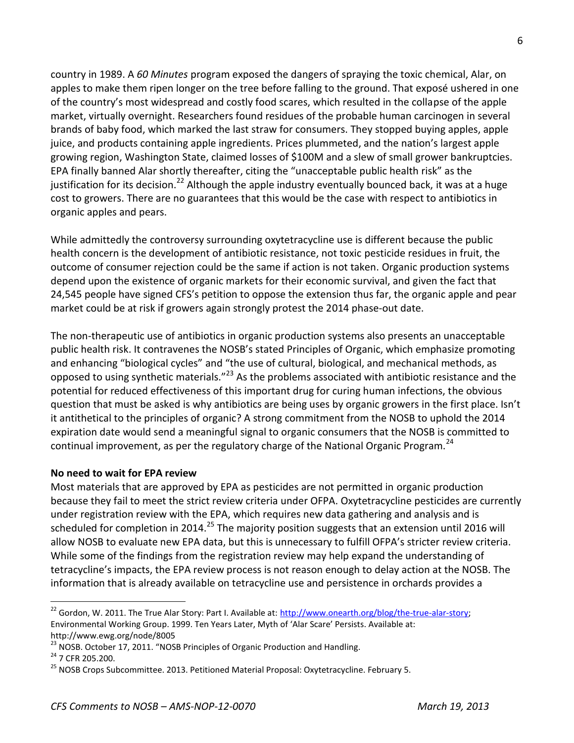country in 1989. A *60 Minutes* program exposed the dangers of spraying the toxic chemical, Alar, on apples to make them ripen longer on the tree before falling to the ground. That exposé ushered in one of the country's most widespread and costly food scares, which resulted in the collapse of the apple market, virtually overnight. Researchers found residues of the probable human carcinogen in several brands of baby food, which marked the last straw for consumers. They stopped buying apples, apple juice, and products containing apple ingredients. Prices plummeted, and the nation's largest apple growing region, Washington State, claimed losses of $100M and a slew of small grower bankruptcies. EPA finally banned Alar shortly thereafter, citing the "unacceptable public health risk" as the justification for its decision.[22] Although the apple industry eventually bounced back, it was at a huge cost to growers. There are no guarantees that this would be the case with respect to antibiotics in organic apples and pears.

While admittedly the controversy surrounding oxytetracycline use is different because the public health concern is the development of antibiotic resistance, not toxic pesticide residues in fruit, the outcome of consumer rejection could be the same if action is not taken. Organic production systems depend upon the existence of organic markets for their economic survival, and given the fact that 24,545 people have signed CFS's petition to oppose the extension thus far, the organic apple and pear market could be at risk if growers again strongly protest the 2014 phase-out date.

The non-therapeutic use of antibiotics in organic production systems also presents an unacceptable public health risk. It contravenes the NOSB's stated Principles of Organic, which emphasize promoting and enhancing "biological cycles" and "the use of cultural, biological, and mechanical methods, as opposed to using synthetic materials."[23] As the problems associated with antibiotic resistance and the potential for reduced effectiveness of this important drug for curing human infections, the obvious question that must be asked is why antibiotics are being uses by organic growers in the first place. Isn't it antithetical to the principles of organic? A strong commitment from the NOSB to uphold the 2014 expiration date would send a meaningful signal to organic consumers that the NOSB is committed to continual improvement, as per the regulatory charge of the National Organic Program.[24]

**No need to wait for EPA review**

Most materials that are approved by EPA as pesticides are not permitted in organic production because they fail to meet the strict review criteria under OFPA. Oxytetracycline pesticides are currently under registration review with the EPA, which requires new data gathering and analysis and is scheduled for completion in 2014.[25] The majority position suggests that an extension until 2016 will allow NOSB to evaluate new EPA data, but this is unnecessary to fulfill OFPA's stricter review criteria. While some of the findings from the registration review may help expand the understanding of tetracycline's impacts, the EPA review process is not reason enough to delay action at the NOSB. The information that is already available on tetracycline use and persistence in orchards provides a

---

[22] Gordon, W. 2011. The True Alar Story: Part I. Available at: http://www.onearth.org/blog/the-true-alar-story; Environmental Working Group. 1999. Ten Years Later, Myth of 'Alar Scare' Persists. Available at: http://www.ewg.org/node/8005

[23] NOSB. October 17, 2011. "NOSB Principles of Organic Production and Handling.

[24] 7 CFR 205.200.

[25] NOSB Crops Subcommittee. 2013. Petitioned Material Proposal: Oxytetracycline. February 5.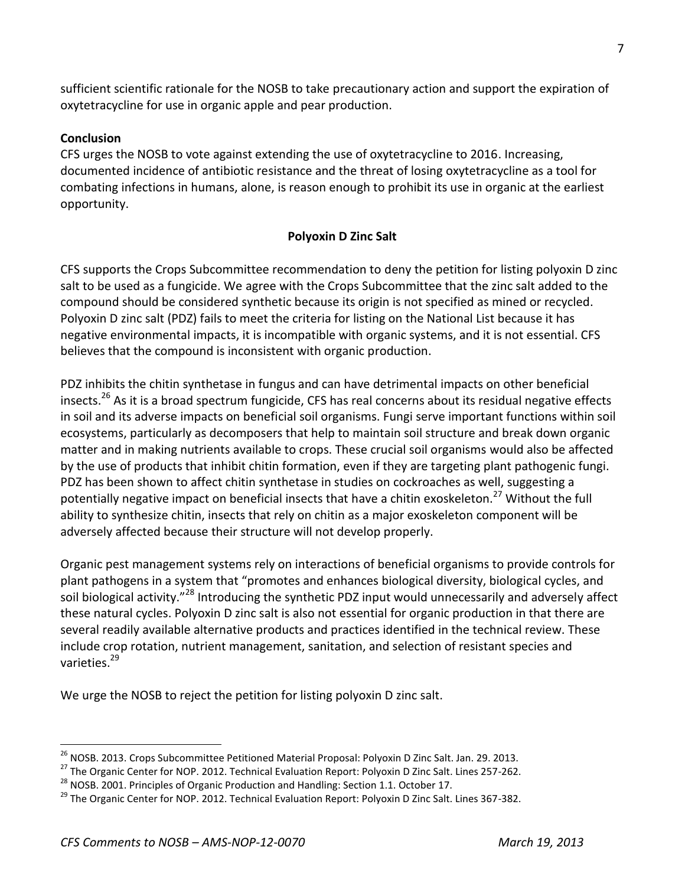sufficient scientific rationale for the NOSB to take precautionary action and support the expiration of oxytetracycline for use in organic apple and pear production.

**Conclusion**

CFS urges the NOSB to vote against extending the use of oxytetracycline to 2016. Increasing, documented incidence of antibiotic resistance and the threat of losing oxytetracycline as a tool for combating infections in humans, alone, is reason enough to prohibit its use in organic at the earliest opportunity.

## Polyoxin D Zinc Salt

CFS supports the Crops Subcommittee recommendation to deny the petition for listing polyoxin D zinc salt to be used as a fungicide. We agree with the Crops Subcommittee that the zinc salt added to the compound should be considered synthetic because its origin is not specified as mined or recycled. Polyoxin D zinc salt (PDZ) fails to meet the criteria for listing on the National List because it has negative environmental impacts, it is incompatible with organic systems, and it is not essential. CFS believes that the compound is inconsistent with organic production.

PDZ inhibits the chitin synthetase in fungus and can have detrimental impacts on other beneficial insects.[26] As it is a broad spectrum fungicide, CFS has real concerns about its residual negative effects in soil and its adverse impacts on beneficial soil organisms. Fungi serve important functions within soil ecosystems, particularly as decomposers that help to maintain soil structure and break down organic matter and in making nutrients available to crops. These crucial soil organisms would also be affected by the use of products that inhibit chitin formation, even if they are targeting plant pathogenic fungi. PDZ has been shown to affect chitin synthetase in studies on cockroaches as well, suggesting a potentially negative impact on beneficial insects that have a chitin exoskeleton.[27] Without the full ability to synthesize chitin, insects that rely on chitin as a major exoskeleton component will be adversely affected because their structure will not develop properly.

Organic pest management systems rely on interactions of beneficial organisms to provide controls for plant pathogens in a system that "promotes and enhances biological diversity, biological cycles, and soil biological activity."[28] Introducing the synthetic PDZ input would unnecessarily and adversely affect these natural cycles. Polyoxin D zinc salt is also not essential for organic production in that there are several readily available alternative products and practices identified in the technical review. These include crop rotation, nutrient management, sanitation, and selection of resistant species and varieties.[29]

We urge the NOSB to reject the petition for listing polyoxin D zinc salt.

---

[26] NOSB. 2013. Crops Subcommittee Petitioned Material Proposal: Polyoxin D Zinc Salt. Jan. 29. 2013.

[27] The Organic Center for NOP. 2012. Technical Evaluation Report: Polyoxin D Zinc Salt. Lines 257-262.

[28] NOSB. 2001. Principles of Organic Production and Handling: Section 1.1. October 17.

[29] The Organic Center for NOP. 2012. Technical Evaluation Report: Polyoxin D Zinc Salt. Lines 367-382.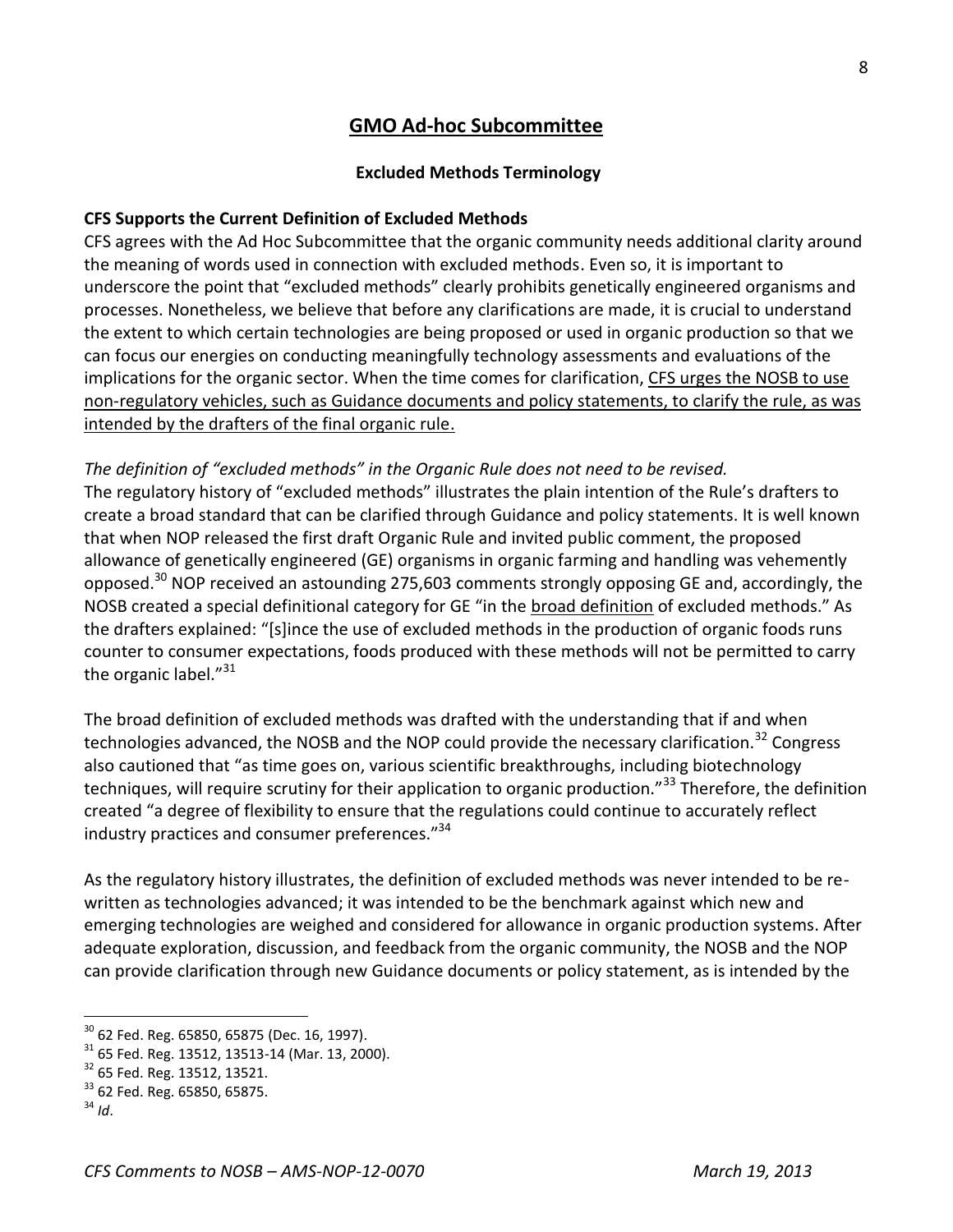## GMO Ad-hoc Subcommittee

### Excluded Methods Terminology

**CFS Supports the Current Definition of Excluded Methods**

CFS agrees with the Ad Hoc Subcommittee that the organic community needs additional clarity around the meaning of words used in connection with excluded methods. Even so, it is important to underscore the point that "excluded methods" clearly prohibits genetically engineered organisms and processes. Nonetheless, we believe that before any clarifications are made, it is crucial to understand the extent to which certain technologies are being proposed or used in organic production so that we can focus our energies on conducting meaningfully technology assessments and evaluations of the implications for the organic sector. When the time comes for clarification, <u>CFS urges the NOSB to use non-regulatory vehicles, such as Guidance documents and policy statements, to clarify the rule, as was intended by the drafters of the final organic rule.</u>

*The definition of "excluded methods" in the Organic Rule does not need to be revised.*

The regulatory history of "excluded methods" illustrates the plain intention of the Rule's drafters to create a broad standard that can be clarified through Guidance and policy statements. It is well known that when NOP released the first draft Organic Rule and invited public comment, the proposed allowance of genetically engineered (GE) organisms in organic farming and handling was vehemently opposed.[30] NOP received an astounding 275,603 comments strongly opposing GE and, accordingly, the NOSB created a special definitional category for GE "in the <u>broad definition</u> of excluded methods." As the drafters explained: "[s]ince the use of excluded methods in the production of organic foods runs counter to consumer expectations, foods produced with these methods will not be permitted to carry the organic label."[31]

The broad definition of excluded methods was drafted with the understanding that if and when technologies advanced, the NOSB and the NOP could provide the necessary clarification.[32] Congress also cautioned that "as time goes on, various scientific breakthroughs, including biotechnology techniques, will require scrutiny for their application to organic production."[33] Therefore, the definition created "a degree of flexibility to ensure that the regulations could continue to accurately reflect industry practices and consumer preferences."[34]

As the regulatory history illustrates, the definition of excluded methods was never intended to be re-written as technologies advanced; it was intended to be the benchmark against which new and emerging technologies are weighed and considered for allowance in organic production systems. After adequate exploration, discussion, and feedback from the organic community, the NOSB and the NOP can provide clarification through new Guidance documents or policy statement, as is intended by the

---

[30] 62 Fed. Reg. 65850, 65875 (Dec. 16, 1997).

[31] 65 Fed. Reg. 13512, 13513-14 (Mar. 13, 2000).

[32] 65 Fed. Reg. 13512, 13521.

[33] 62 Fed. Reg. 65850, 65875.

[34] *Id*.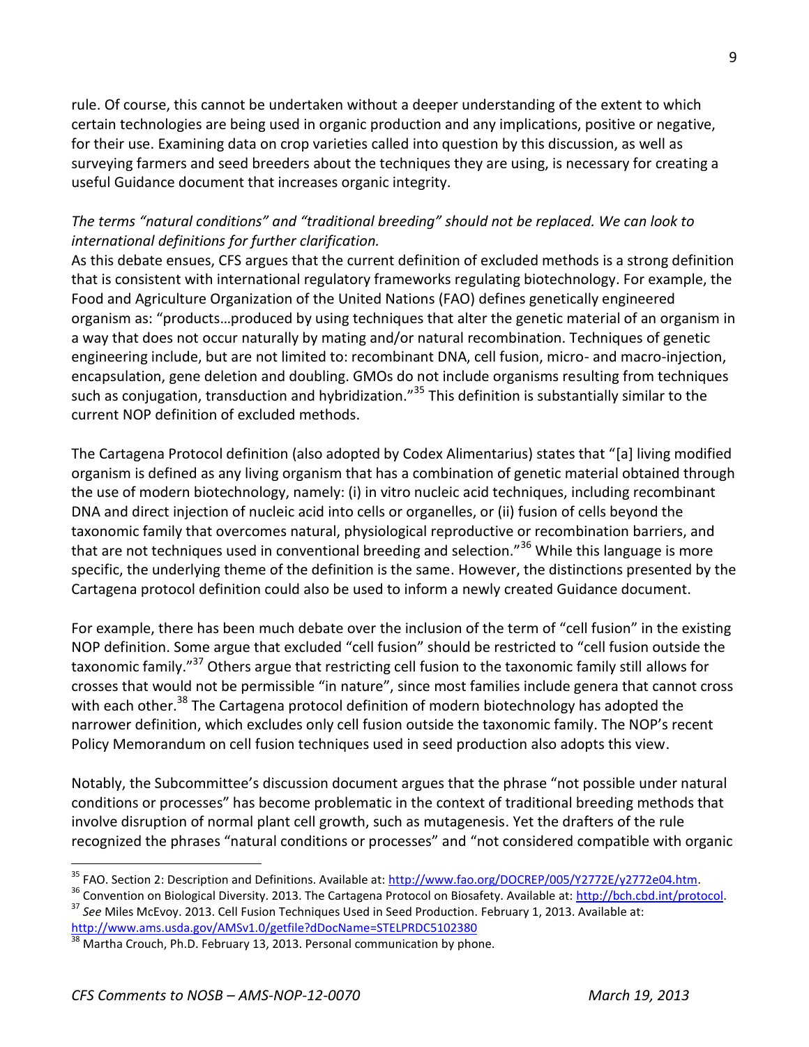rule. Of course, this cannot be undertaken without a deeper understanding of the extent to which certain technologies are being used in organic production and any implications, positive or negative, for their use. Examining data on crop varieties called into question by this discussion, as well as surveying farmers and seed breeders about the techniques they are using, is necessary for creating a useful Guidance document that increases organic integrity.

*The terms "natural conditions" and "traditional breeding" should not be replaced. We can look to international definitions for further clarification.*

As this debate ensues, CFS argues that the current definition of excluded methods is a strong definition that is consistent with international regulatory frameworks regulating biotechnology. For example, the Food and Agriculture Organization of the United Nations (FAO) defines genetically engineered organism as: "products…produced by using techniques that alter the genetic material of an organism in a way that does not occur naturally by mating and/or natural recombination. Techniques of genetic engineering include, but are not limited to: recombinant DNA, cell fusion, micro- and macro-injection, encapsulation, gene deletion and doubling. GMOs do not include organisms resulting from techniques such as conjugation, transduction and hybridization."[35] This definition is substantially similar to the current NOP definition of excluded methods.

The Cartagena Protocol definition (also adopted by Codex Alimentarius) states that "[a] living modified organism is defined as any living organism that has a combination of genetic material obtained through the use of modern biotechnology, namely: (i) in vitro nucleic acid techniques, including recombinant DNA and direct injection of nucleic acid into cells or organelles, or (ii) fusion of cells beyond the taxonomic family that overcomes natural, physiological reproductive or recombination barriers, and that are not techniques used in conventional breeding and selection."[36] While this language is more specific, the underlying theme of the definition is the same. However, the distinctions presented by the Cartagena protocol definition could also be used to inform a newly created Guidance document.

For example, there has been much debate over the inclusion of the term of "cell fusion" in the existing NOP definition. Some argue that excluded "cell fusion" should be restricted to "cell fusion outside the taxonomic family."[37] Others argue that restricting cell fusion to the taxonomic family still allows for crosses that would not be permissible "in nature", since most families include genera that cannot cross with each other.[38] The Cartagena protocol definition of modern biotechnology has adopted the narrower definition, which excludes only cell fusion outside the taxonomic family. The NOP's recent Policy Memorandum on cell fusion techniques used in seed production also adopts this view.

Notably, the Subcommittee's discussion document argues that the phrase "not possible under natural conditions or processes" has become problematic in the context of traditional breeding methods that involve disruption of normal plant cell growth, such as mutagenesis. Yet the drafters of the rule recognized the phrases "natural conditions or processes" and "not considered compatible with organic

---

[35] FAO. Section 2: Description and Definitions. Available at: http://www.fao.org/DOCREP/005/Y2772E/y2772e04.htm.

[36] Convention on Biological Diversity. 2013. The Cartagena Protocol on Biosafety. Available at: http://bch.cbd.int/protocol.

[37] *See* Miles McEvoy. 2013. Cell Fusion Techniques Used in Seed Production. February 1, 2013. Available at: http://www.ams.usda.gov/AMSv1.0/getfile?dDocName=STELPRDC5102380

[38] Martha Crouch, Ph.D. February 13, 2013. Personal communication by phone.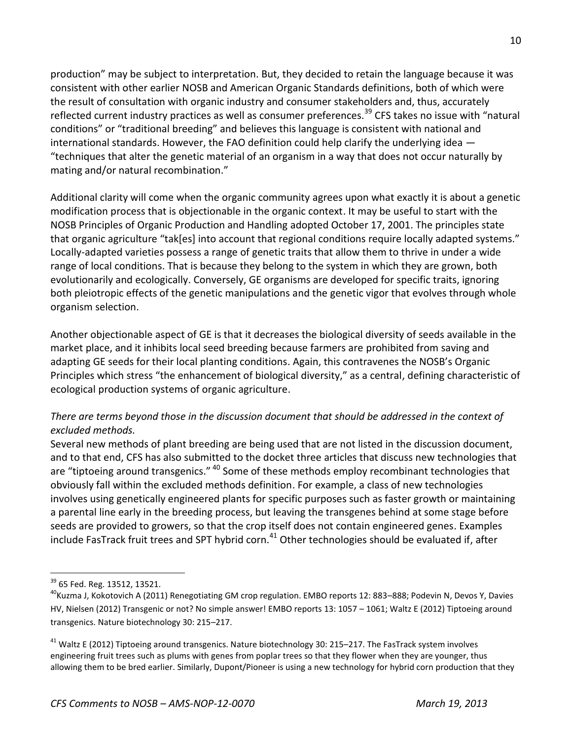production" may be subject to interpretation. But, they decided to retain the language because it was consistent with other earlier NOSB and American Organic Standards definitions, both of which were the result of consultation with organic industry and consumer stakeholders and, thus, accurately reflected current industry practices as well as consumer preferences.[39] CFS takes no issue with "natural conditions" or "traditional breeding" and believes this language is consistent with national and international standards. However, the FAO definition could help clarify the underlying idea — "techniques that alter the genetic material of an organism in a way that does not occur naturally by mating and/or natural recombination."

Additional clarity will come when the organic community agrees upon what exactly it is about a genetic modification process that is objectionable in the organic context. It may be useful to start with the NOSB Principles of Organic Production and Handling adopted October 17, 2001. The principles state that organic agriculture "tak[es] into account that regional conditions require locally adapted systems." Locally-adapted varieties possess a range of genetic traits that allow them to thrive in under a wide range of local conditions. That is because they belong to the system in which they are grown, both evolutionarily and ecologically. Conversely, GE organisms are developed for specific traits, ignoring both pleiotropic effects of the genetic manipulations and the genetic vigor that evolves through whole organism selection.

Another objectionable aspect of GE is that it decreases the biological diversity of seeds available in the market place, and it inhibits local seed breeding because farmers are prohibited from saving and adapting GE seeds for their local planting conditions. Again, this contravenes the NOSB's Organic Principles which stress "the enhancement of biological diversity," as a central, defining characteristic of ecological production systems of organic agriculture.

*There are terms beyond those in the discussion document that should be addressed in the context of excluded methods.*

Several new methods of plant breeding are being used that are not listed in the discussion document, and to that end, CFS has also submitted to the docket three articles that discuss new technologies that are "tiptoeing around transgenics." [40] Some of these methods employ recombinant technologies that obviously fall within the excluded methods definition. For example, a class of new technologies involves using genetically engineered plants for specific purposes such as faster growth or maintaining a parental line early in the breeding process, but leaving the transgenes behind at some stage before seeds are provided to growers, so that the crop itself does not contain engineered genes. Examples include FasTrack fruit trees and SPT hybrid corn.[41] Other technologies should be evaluated if, after

---

[39] 65 Fed. Reg. 13512, 13521.

[40] Kuzma J, Kokotovich A (2011) Renegotiating GM crop regulation. EMBO reports 12: 883–888; Podevin N, Devos Y, Davies HV, Nielsen (2012) Transgenic or not? No simple answer! EMBO reports 13: 1057 – 1061; Waltz E (2012) Tiptoeing around transgenics. Nature biotechnology 30: 215–217.

[41] Waltz E (2012) Tiptoeing around transgenics. Nature biotechnology 30: 215–217. The FasTrack system involves engineering fruit trees such as plums with genes from poplar trees so that they flower when they are younger, thus allowing them to be bred earlier. Similarly, Dupont/Pioneer is using a new technology for hybrid corn production that they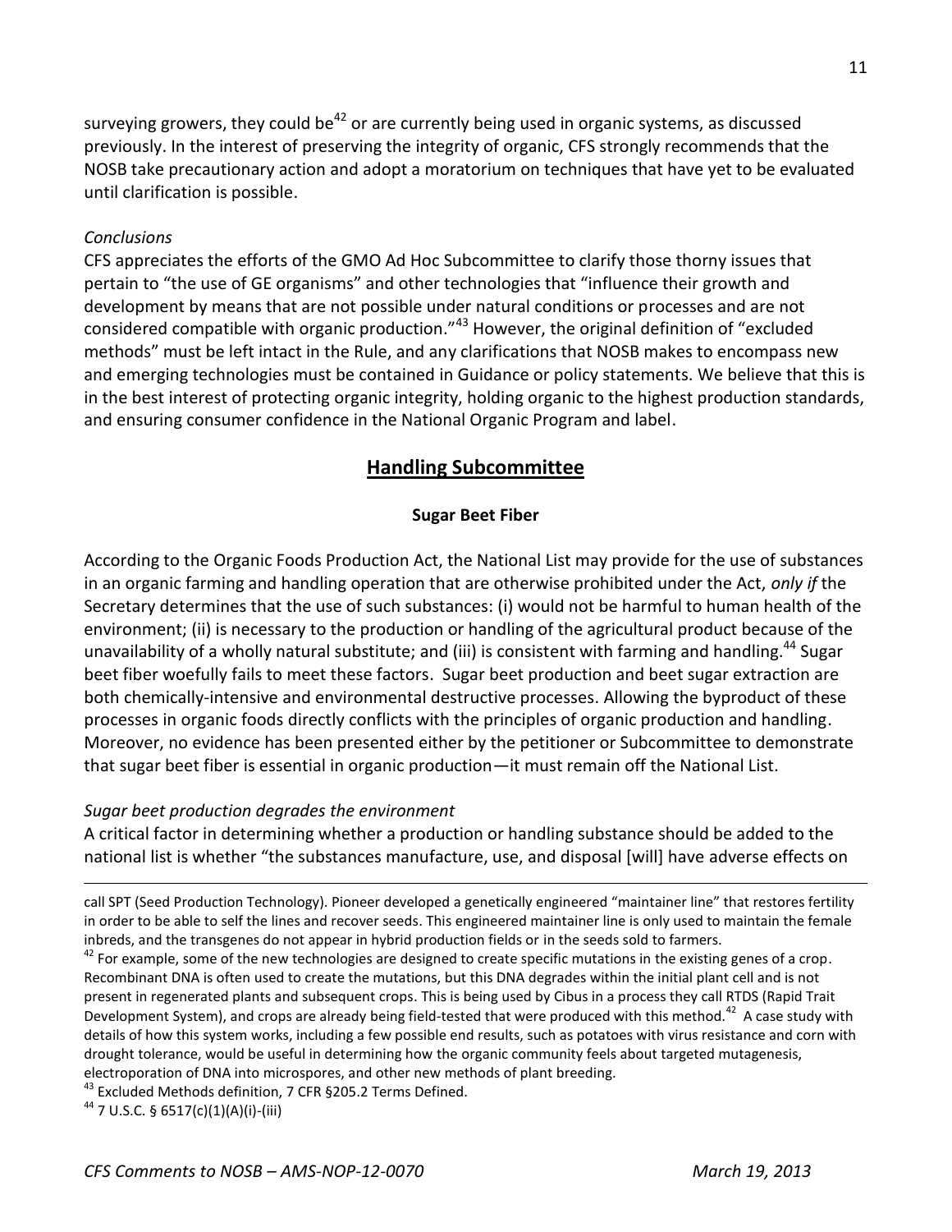surveying growers, they could be[42] or are currently being used in organic systems, as discussed previously. In the interest of preserving the integrity of organic, CFS strongly recommends that the NOSB take precautionary action and adopt a moratorium on techniques that have yet to be evaluated until clarification is possible.

*Conclusions*

CFS appreciates the efforts of the GMO Ad Hoc Subcommittee to clarify those thorny issues that pertain to "the use of GE organisms" and other technologies that "influence their growth and development by means that are not possible under natural conditions or processes and are not considered compatible with organic production."[43] However, the original definition of "excluded methods" must be left intact in the Rule, and any clarifications that NOSB makes to encompass new and emerging technologies must be contained in Guidance or policy statements. We believe that this is in the best interest of protecting organic integrity, holding organic to the highest production standards, and ensuring consumer confidence in the National Organic Program and label.

## Handling Subcommittee

### Sugar Beet Fiber

According to the Organic Foods Production Act, the National List may provide for the use of substances in an organic farming and handling operation that are otherwise prohibited under the Act, *only if* the Secretary determines that the use of such substances: (i) would not be harmful to human health of the environment; (ii) is necessary to the production or handling of the agricultural product because of the unavailability of a wholly natural substitute; and (iii) is consistent with farming and handling.[44] Sugar beet fiber woefully fails to meet these factors. Sugar beet production and beet sugar extraction are both chemically-intensive and environmental destructive processes. Allowing the byproduct of these processes in organic foods directly conflicts with the principles of organic production and handling. Moreover, no evidence has been presented either by the petitioner or Subcommittee to demonstrate that sugar beet fiber is essential in organic production—it must remain off the National List.

*Sugar beet production degrades the environment*

A critical factor in determining whether a production or handling substance should be added to the national list is whether "the substances manufacture, use, and disposal [will] have adverse effects on

---

call SPT (Seed Production Technology). Pioneer developed a genetically engineered "maintainer line" that restores fertility in order to be able to self the lines and recover seeds. This engineered maintainer line is only used to maintain the female inbreds, and the transgenes do not appear in hybrid production fields or in the seeds sold to farmers.

[42] For example, some of the new technologies are designed to create specific mutations in the existing genes of a crop. Recombinant DNA is often used to create the mutations, but this DNA degrades within the initial plant cell and is not present in regenerated plants and subsequent crops. This is being used by Cibus in a process they call RTDS (Rapid Trait Development System), and crops are already being field-tested that were produced with this method.[42] A case study with details of how this system works, including a few possible end results, such as potatoes with virus resistance and corn with drought tolerance, would be useful in determining how the organic community feels about targeted mutagenesis, electroporation of DNA into microspores, and other new methods of plant breeding.

[43] Excluded Methods definition, 7 CFR §205.2 Terms Defined.

[44] 7 U.S.C. § 6517(c)(1)(A)(i)-(iii)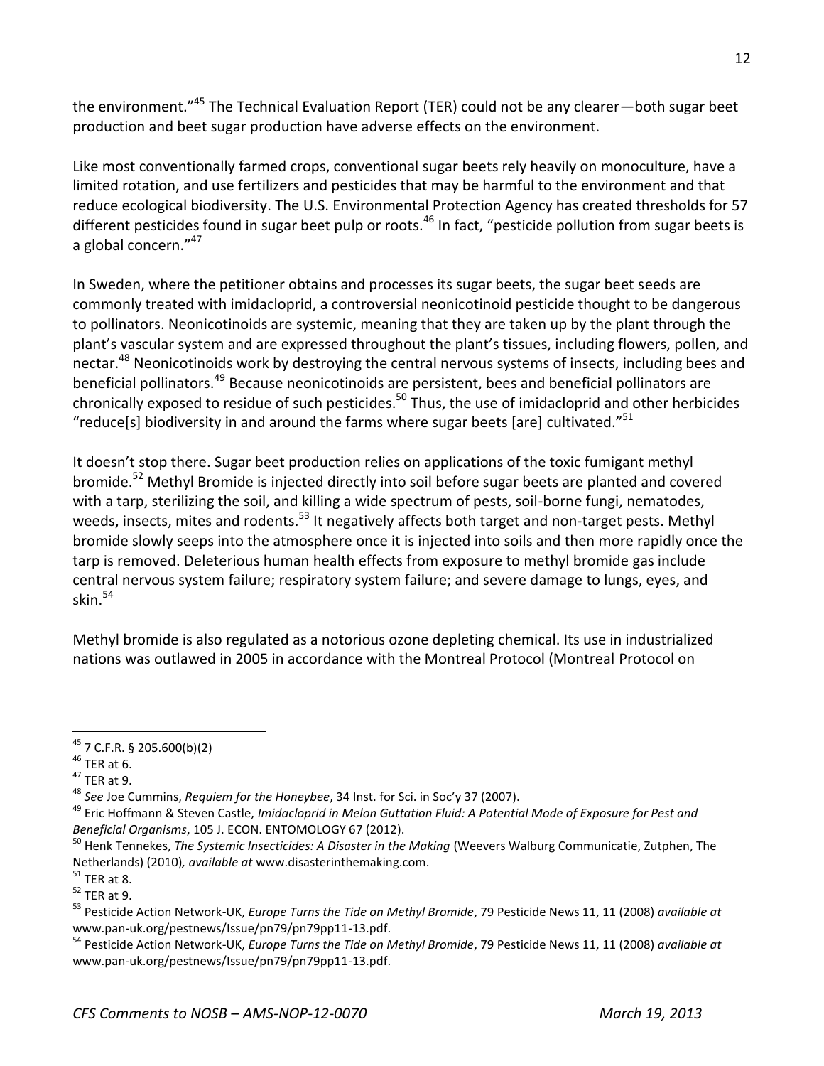the environment."[45] The Technical Evaluation Report (TER) could not be any clearer—both sugar beet production and beet sugar production have adverse effects on the environment.

Like most conventionally farmed crops, conventional sugar beets rely heavily on monoculture, have a limited rotation, and use fertilizers and pesticides that may be harmful to the environment and that reduce ecological biodiversity. The U.S. Environmental Protection Agency has created thresholds for 57 different pesticides found in sugar beet pulp or roots.[46] In fact, "pesticide pollution from sugar beets is a global concern."[47]

In Sweden, where the petitioner obtains and processes its sugar beets, the sugar beet seeds are commonly treated with imidacloprid, a controversial neonicotinoid pesticide thought to be dangerous to pollinators. Neonicotinoids are systemic, meaning that they are taken up by the plant through the plant's vascular system and are expressed throughout the plant's tissues, including flowers, pollen, and nectar.[48] Neonicotinoids work by destroying the central nervous systems of insects, including bees and beneficial pollinators.[49] Because neonicotinoids are persistent, bees and beneficial pollinators are chronically exposed to residue of such pesticides.[50] Thus, the use of imidacloprid and other herbicides "reduce[s] biodiversity in and around the farms where sugar beets [are] cultivated."[51]

It doesn't stop there. Sugar beet production relies on applications of the toxic fumigant methyl bromide.[52] Methyl Bromide is injected directly into soil before sugar beets are planted and covered with a tarp, sterilizing the soil, and killing a wide spectrum of pests, soil-borne fungi, nematodes, weeds, insects, mites and rodents.[53] It negatively affects both target and non-target pests. Methyl bromide slowly seeps into the atmosphere once it is injected into soils and then more rapidly once the tarp is removed. Deleterious human health effects from exposure to methyl bromide gas include central nervous system failure; respiratory system failure; and severe damage to lungs, eyes, and skin.[54]

Methyl bromide is also regulated as a notorious ozone depleting chemical. Its use in industrialized nations was outlawed in 2005 in accordance with the Montreal Protocol (Montreal Protocol on

---

[45] 7 C.F.R. § 205.600(b)(2)

[46] TER at 6.

[47] TER at 9.

[48] *See* Joe Cummins, *Requiem for the Honeybee*, 34 Inst. for Sci. in Soc'y 37 (2007).

[49] Eric Hoffmann & Steven Castle, *Imidacloprid in Melon Guttation Fluid: A Potential Mode of Exposure for Pest and Beneficial Organisms*, 105 J. ECON. ENTOMOLOGY 67 (2012).

[50] Henk Tennekes, *The Systemic Insecticides: A Disaster in the Making* (Weevers Walburg Communicatie, Zutphen, The Netherlands) (2010)*, available at* www.disasterinthemaking.com.

[51] TER at 8.

[52] TER at 9.

[53] Pesticide Action Network-UK, *Europe Turns the Tide on Methyl Bromide*, 79 Pesticide News 11, 11 (2008) *available at* www.pan-uk.org/pestnews/Issue/pn79/pn79pp11-13.pdf.

[54] Pesticide Action Network-UK, *Europe Turns the Tide on Methyl Bromide*, 79 Pesticide News 11, 11 (2008) *available at* www.pan-uk.org/pestnews/Issue/pn79/pn79pp11-13.pdf.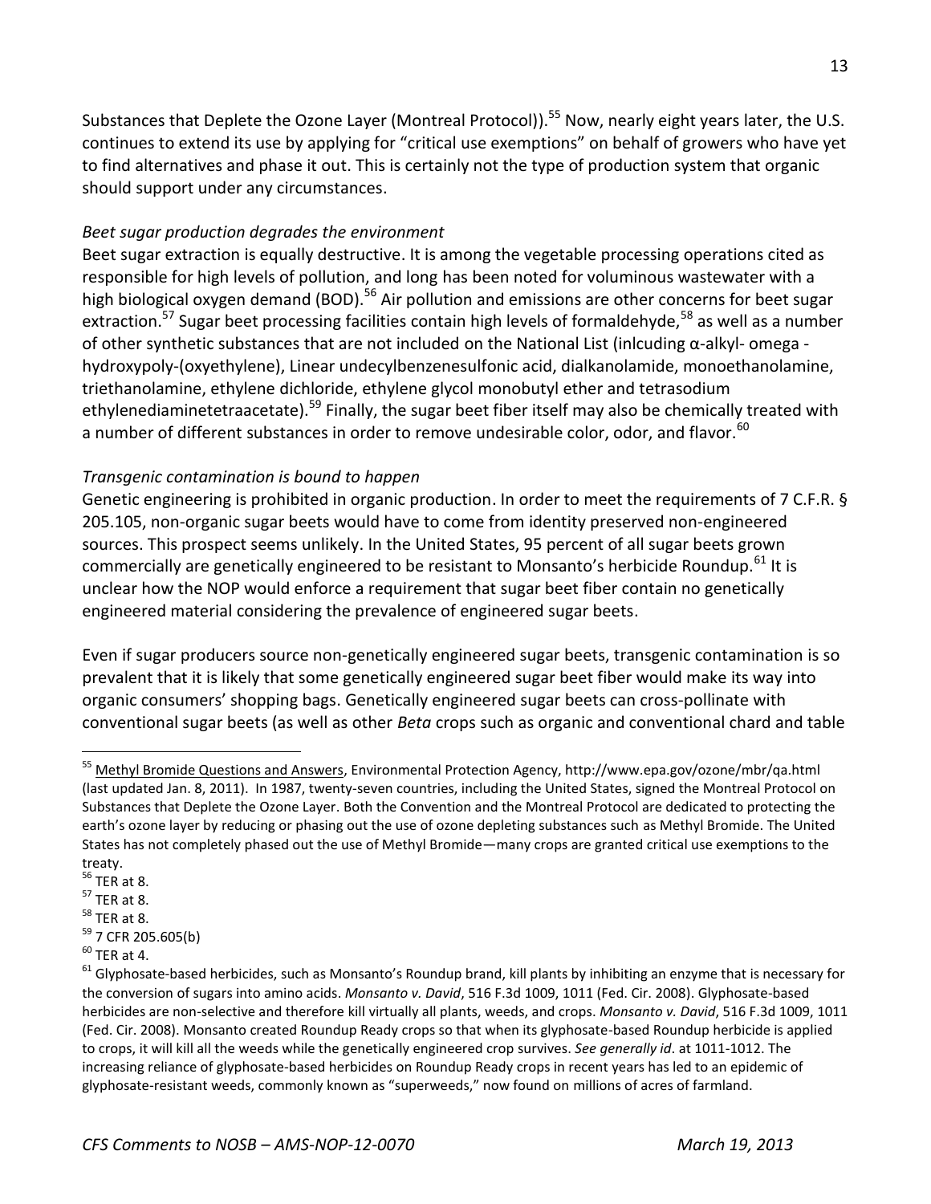Substances that Deplete the Ozone Layer (Montreal Protocol)).[55] Now, nearly eight years later, the U.S. continues to extend its use by applying for "critical use exemptions" on behalf of growers who have yet to find alternatives and phase it out. This is certainly not the type of production system that organic should support under any circumstances.

*Beet sugar production degrades the environment*

Beet sugar extraction is equally destructive. It is among the vegetable processing operations cited as responsible for high levels of pollution, and long has been noted for voluminous wastewater with a high biological oxygen demand (BOD).[56] Air pollution and emissions are other concerns for beet sugar extraction.[57] Sugar beet processing facilities contain high levels of formaldehyde,[58] as well as a number of other synthetic substances that are not included on the National List (inlcuding α-alkyl- omega - hydroxypoly-(oxyethylene), Linear undecylbenzenesulfonic acid, dialkanolamide, monoethanolamine, triethanolamine, ethylene dichloride, ethylene glycol monobutyl ether and tetrasodium ethylenediaminetetraacetate).[59] Finally, the sugar beet fiber itself may also be chemically treated with a number of different substances in order to remove undesirable color, odor, and flavor.[60]

*Transgenic contamination is bound to happen*

Genetic engineering is prohibited in organic production. In order to meet the requirements of 7 C.F.R. § 205.105, non-organic sugar beets would have to come from identity preserved non-engineered sources. This prospect seems unlikely. In the United States, 95 percent of all sugar beets grown commercially are genetically engineered to be resistant to Monsanto's herbicide Roundup.[61] It is unclear how the NOP would enforce a requirement that sugar beet fiber contain no genetically engineered material considering the prevalence of engineered sugar beets.

Even if sugar producers source non-genetically engineered sugar beets, transgenic contamination is so prevalent that it is likely that some genetically engineered sugar beet fiber would make its way into organic consumers' shopping bags. Genetically engineered sugar beets can cross-pollinate with conventional sugar beets (as well as other *Beta* crops such as organic and conventional chard and table

---

[55] Methyl Bromide Questions and Answers, Environmental Protection Agency, http://www.epa.gov/ozone/mbr/qa.html (last updated Jan. 8, 2011). In 1987, twenty-seven countries, including the United States, signed the Montreal Protocol on Substances that Deplete the Ozone Layer. Both the Convention and the Montreal Protocol are dedicated to protecting the earth's ozone layer by reducing or phasing out the use of ozone depleting substances such as Methyl Bromide. The United States has not completely phased out the use of Methyl Bromide—many crops are granted critical use exemptions to the treaty.

[56] TER at 8.

[57] TER at 8.

[58] TER at 8.

[59] 7 CFR 205.605(b)

[60] TER at 4.

[61] Glyphosate-based herbicides, such as Monsanto's Roundup brand, kill plants by inhibiting an enzyme that is necessary for the conversion of sugars into amino acids. *Monsanto v. David*, 516 F.3d 1009, 1011 (Fed. Cir. 2008). Glyphosate-based herbicides are non-selective and therefore kill virtually all plants, weeds, and crops. *Monsanto v. David*, 516 F.3d 1009, 1011 (Fed. Cir. 2008). Monsanto created Roundup Ready crops so that when its glyphosate-based Roundup herbicide is applied to crops, it will kill all the weeds while the genetically engineered crop survives. *See generally id*. at 1011-1012. The increasing reliance of glyphosate-based herbicides on Roundup Ready crops in recent years has led to an epidemic of glyphosate-resistant weeds, commonly known as "superweeds," now found on millions of acres of farmland.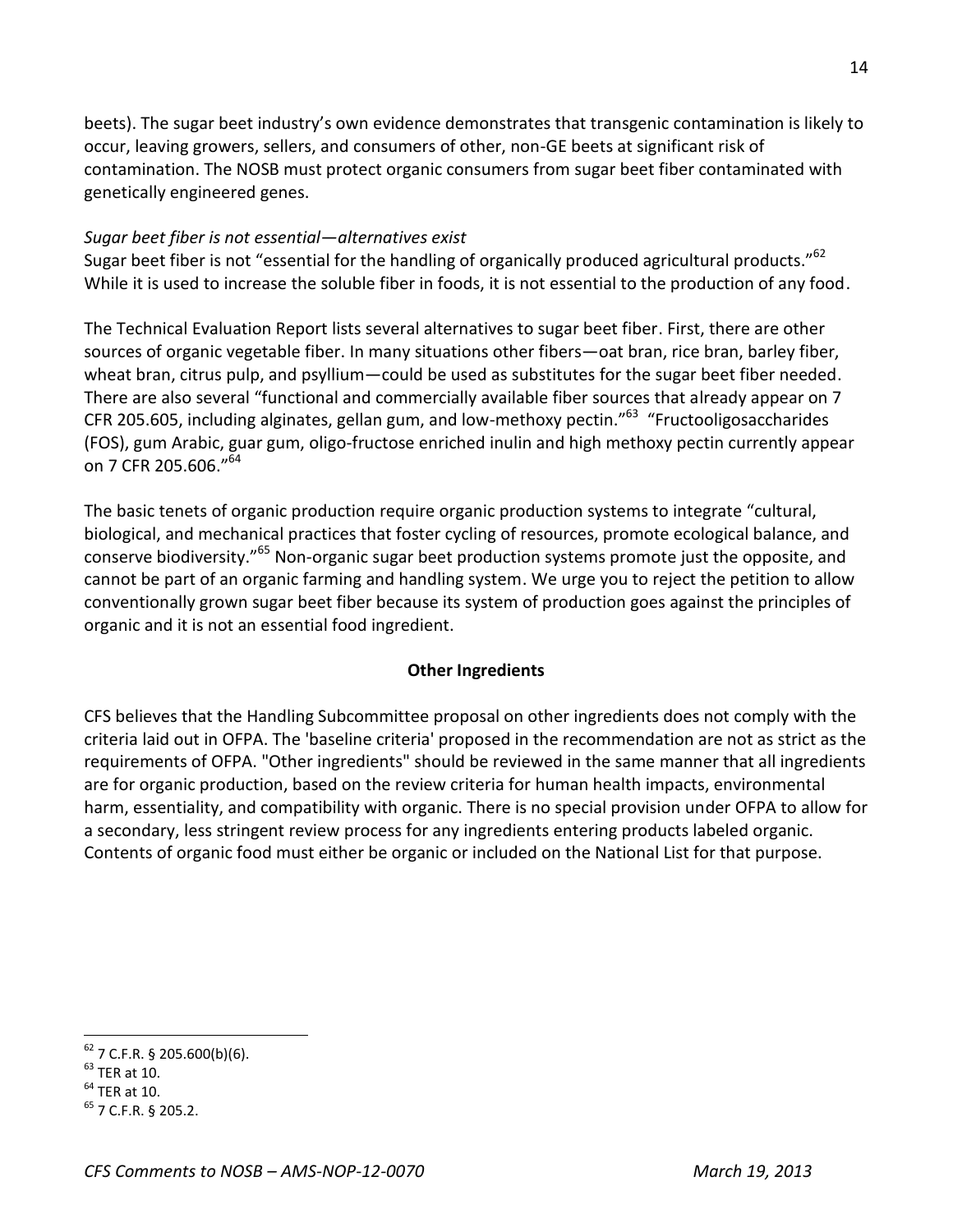beets). The sugar beet industry's own evidence demonstrates that transgenic contamination is likely to occur, leaving growers, sellers, and consumers of other, non-GE beets at significant risk of contamination. The NOSB must protect organic consumers from sugar beet fiber contaminated with genetically engineered genes.

*Sugar beet fiber is not essential—alternatives exist*

Sugar beet fiber is not "essential for the handling of organically produced agricultural products."[62] While it is used to increase the soluble fiber in foods, it is not essential to the production of any food.

The Technical Evaluation Report lists several alternatives to sugar beet fiber. First, there are other sources of organic vegetable fiber. In many situations other fibers—oat bran, rice bran, barley fiber, wheat bran, citrus pulp, and psyllium—could be used as substitutes for the sugar beet fiber needed. There are also several "functional and commercially available fiber sources that already appear on 7 CFR 205.605, including alginates, gellan gum, and low-methoxy pectin."[63] "Fructooligosaccharides (FOS), gum Arabic, guar gum, oligo-fructose enriched inulin and high methoxy pectin currently appear on 7 CFR 205.606."[64]

The basic tenets of organic production require organic production systems to integrate "cultural, biological, and mechanical practices that foster cycling of resources, promote ecological balance, and conserve biodiversity."[65] Non-organic sugar beet production systems promote just the opposite, and cannot be part of an organic farming and handling system. We urge you to reject the petition to allow conventionally grown sugar beet fiber because its system of production goes against the principles of organic and it is not an essential food ingredient.

## Other Ingredients

CFS believes that the Handling Subcommittee proposal on other ingredients does not comply with the criteria laid out in OFPA. The 'baseline criteria' proposed in the recommendation are not as strict as the requirements of OFPA. "Other ingredients" should be reviewed in the same manner that all ingredients are for organic production, based on the review criteria for human health impacts, environmental harm, essentiality, and compatibility with organic. There is no special provision under OFPA to allow for a secondary, less stringent review process for any ingredients entering products labeled organic. Contents of organic food must either be organic or included on the National List for that purpose.

---

[62] 7 C.F.R. § 205.600(b)(6).

[63] TER at 10.

[64] TER at 10.

[65] 7 C.F.R. § 205.2.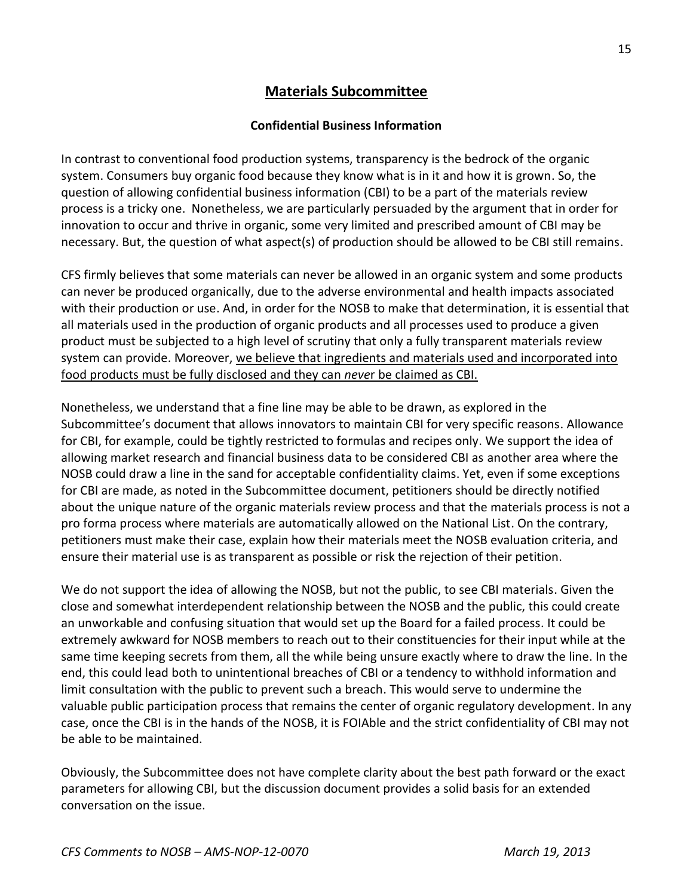## Materials Subcommittee

### Confidential Business Information

In contrast to conventional food production systems, transparency is the bedrock of the organic system. Consumers buy organic food because they know what is in it and how it is grown. So, the question of allowing confidential business information (CBI) to be a part of the materials review process is a tricky one. Nonetheless, we are particularly persuaded by the argument that in order for innovation to occur and thrive in organic, some very limited and prescribed amount of CBI may be necessary. But, the question of what aspect(s) of production should be allowed to be CBI still remains.

CFS firmly believes that some materials can never be allowed in an organic system and some products can never be produced organically, due to the adverse environmental and health impacts associated with their production or use. And, in order for the NOSB to make that determination, it is essential that all materials used in the production of organic products and all processes used to produce a given product must be subjected to a high level of scrutiny that only a fully transparent materials review system can provide. Moreover, <u>we believe that ingredients and materials used and incorporated into food products must be fully disclosed and they can *neve*r be claimed as CBI.</u>

Nonetheless, we understand that a fine line may be able to be drawn, as explored in the Subcommittee's document that allows innovators to maintain CBI for very specific reasons. Allowance for CBI, for example, could be tightly restricted to formulas and recipes only. We support the idea of allowing market research and financial business data to be considered CBI as another area where the NOSB could draw a line in the sand for acceptable confidentiality claims. Yet, even if some exceptions for CBI are made, as noted in the Subcommittee document, petitioners should be directly notified about the unique nature of the organic materials review process and that the materials process is not a pro forma process where materials are automatically allowed on the National List. On the contrary, petitioners must make their case, explain how their materials meet the NOSB evaluation criteria, and ensure their material use is as transparent as possible or risk the rejection of their petition.

We do not support the idea of allowing the NOSB, but not the public, to see CBI materials. Given the close and somewhat interdependent relationship between the NOSB and the public, this could create an unworkable and confusing situation that would set up the Board for a failed process. It could be extremely awkward for NOSB members to reach out to their constituencies for their input while at the same time keeping secrets from them, all the while being unsure exactly where to draw the line. In the end, this could lead both to unintentional breaches of CBI or a tendency to withhold information and limit consultation with the public to prevent such a breach. This would serve to undermine the valuable public participation process that remains the center of organic regulatory development. In any case, once the CBI is in the hands of the NOSB, it is FOIAble and the strict confidentiality of CBI may not be able to be maintained.

Obviously, the Subcommittee does not have complete clarity about the best path forward or the exact parameters for allowing CBI, but the discussion document provides a solid basis for an extended conversation on the issue.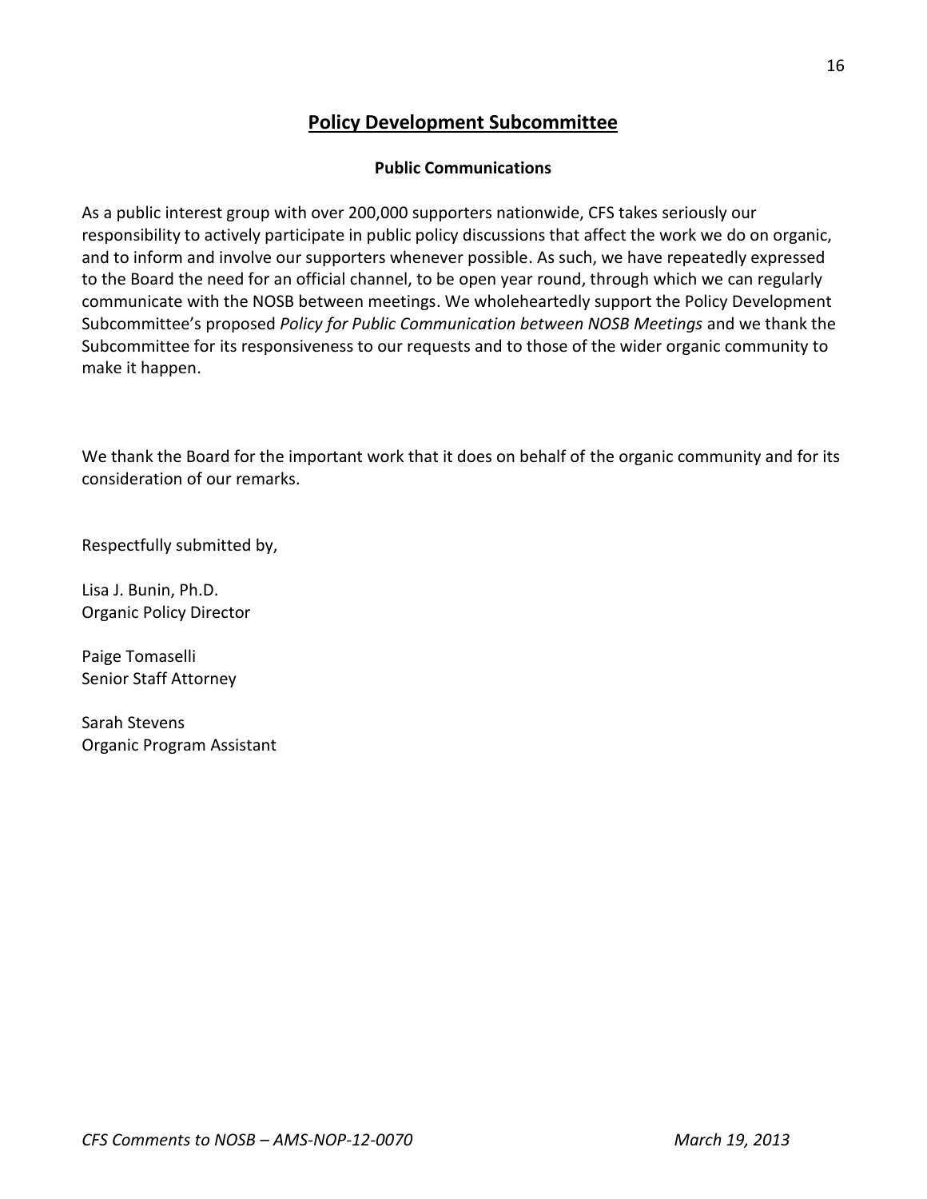## Policy Development Subcommittee

### Public Communications

As a public interest group with over 200,000 supporters nationwide, CFS takes seriously our responsibility to actively participate in public policy discussions that affect the work we do on organic, and to inform and involve our supporters whenever possible. As such, we have repeatedly expressed to the Board the need for an official channel, to be open year round, through which we can regularly communicate with the NOSB between meetings. We wholeheartedly support the Policy Development Subcommittee's proposed *Policy for Public Communication between NOSB Meetings* and we thank the Subcommittee for its responsiveness to our requests and to those of the wider organic community to make it happen.

We thank the Board for the important work that it does on behalf of the organic community and for its consideration of our remarks.

Respectfully submitted by,

Lisa J. Bunin, Ph.D.
Organic Policy Director

Paige Tomaselli
Senior Staff Attorney

Sarah Stevens
Organic Program Assistant